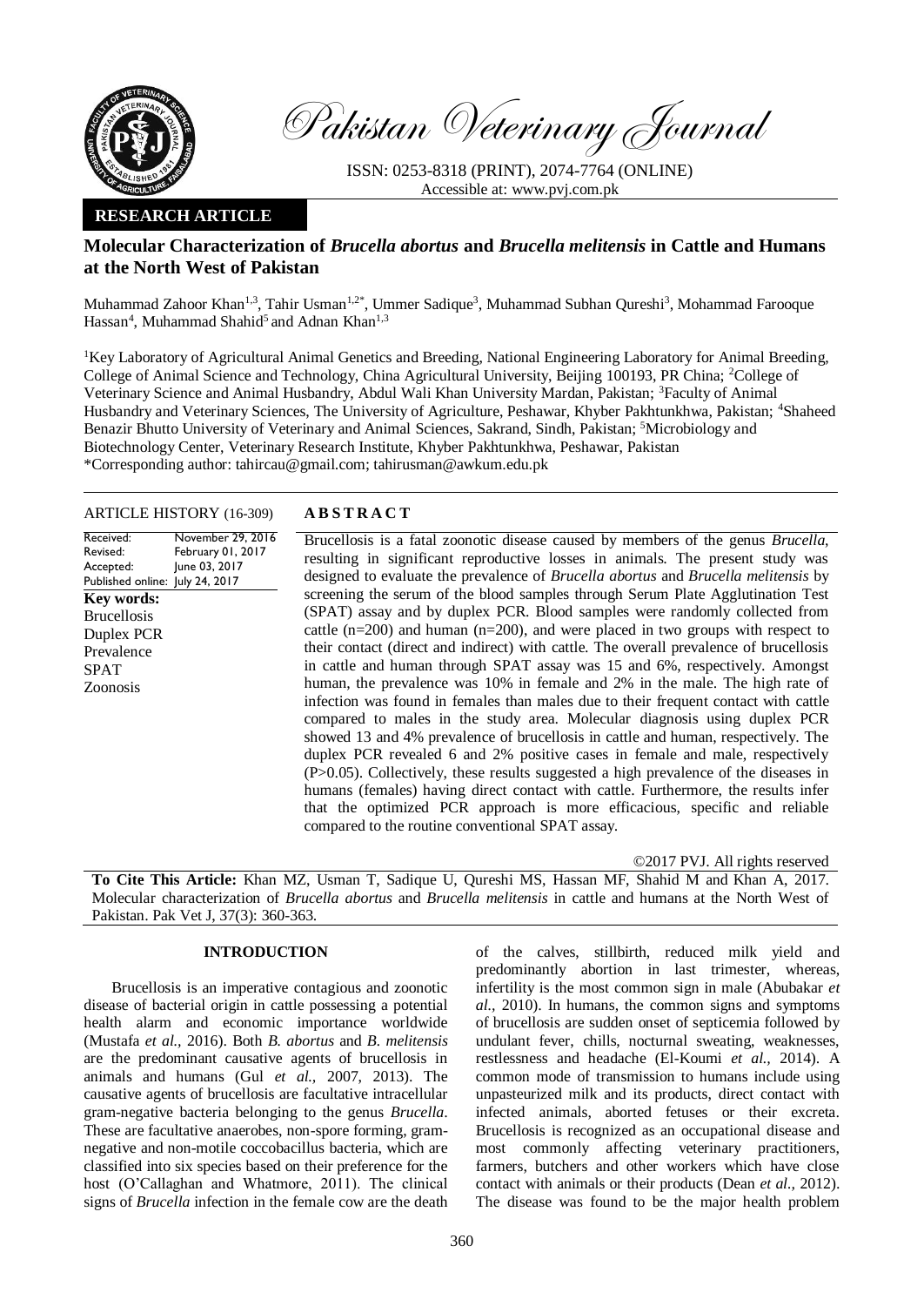*Pakistan Veterinary Journal*

ISSN: 0253-8318 (PRINT), 2074-7764 (ONLINE)
Accessible at: www.pvj.com.pk

**RESEARCH ARTICLE**

# Molecular Characterization of *Brucella abortus* and *Brucella melitensis* in Cattle and Humans at the North West of Pakistan

Muhammad Zahoor Khan[1,3], Tahir Usman[1,2*], Ummer Sadique[3], Muhammad Subhan Qureshi[3], Mohammad Farooque Hassan[4], Muhammad Shahid[5] and Adnan Khan[1,3]

[1]Key Laboratory of Agricultural Animal Genetics and Breeding, National Engineering Laboratory for Animal Breeding, College of Animal Science and Technology, China Agricultural University, Beijing 100193, PR China; [2]College of Veterinary Science and Animal Husbandry, Abdul Wali Khan University Mardan, Pakistan; [3]Faculty of Animal Husbandry and Veterinary Sciences, The University of Agriculture, Peshawar, Khyber Pakhtunkhwa, Pakistan; [4]Shaheed Benazir Bhutto University of Veterinary and Animal Sciences, Sakrand, Sindh, Pakistan; [5]Microbiology and Biotechnology Center, Veterinary Research Institute, Khyber Pakhtunkhwa, Peshawar, Pakistan
*Corresponding author: tahircau@gmail.com; tahirusman@awkum.edu.pk

**ARTICLE HISTORY** (16-309)

| | |
|---|---|
| Received: | November 29, 2016 |
| Revised: | February 01, 2017 |
| Accepted: | June 03, 2017 |
| Published online: | July 24, 2017 |

**Key words:**
Brucellosis
Duplex PCR
Prevalence
SPAT
Zoonosis

## ABSTRACT

Brucellosis is a fatal zoonotic disease caused by members of the genus *Brucella*, resulting in significant reproductive losses in animals. The present study was designed to evaluate the prevalence of *Brucella abortus* and *Brucella melitensis* by screening the serum of the blood samples through Serum Plate Agglutination Test (SPAT) assay and by duplex PCR. Blood samples were randomly collected from cattle (n=200) and human (n=200), and were placed in two groups with respect to their contact (direct and indirect) with cattle. The overall prevalence of brucellosis in cattle and human through SPAT assay was 15 and 6%, respectively. Amongst human, the prevalence was 10% in female and 2% in the male. The high rate of infection was found in females than males due to their frequent contact with cattle compared to males in the study area. Molecular diagnosis using duplex PCR showed 13 and 4% prevalence of brucellosis in cattle and human, respectively. The duplex PCR revealed 6 and 2% positive cases in female and male, respectively (P>0.05). Collectively, these results suggested a high prevalence of the diseases in humans (females) having direct contact with cattle. Furthermore, the results infer that the optimized PCR approach is more efficacious, specific and reliable compared to the routine conventional SPAT assay.

©2017 PVJ. All rights reserved

**To Cite This Article:** Khan MZ, Usman T, Sadique U, Qureshi MS, Hassan MF, Shahid M and Khan A, 2017. Molecular characterization of *Brucella abortus* and *Brucella melitensis* in cattle and humans at the North West of Pakistan. Pak Vet J, 37(3): 360-363.

## INTRODUCTION

Brucellosis is an imperative contagious and zoonotic disease of bacterial origin in cattle possessing a potential health alarm and economic importance worldwide (Mustafa *et al.*, 2016). Both *B. abortus* and *B. melitensis* are the predominant causative agents of brucellosis in animals and humans (Gul *et al.*, 2007, 2013). The causative agents of brucellosis are facultative intracellular gram-negative bacteria belonging to the genus *Brucella*. These are facultative anaerobes, non-spore forming, gram-negative and non-motile coccobacillus bacteria, which are classified into six species based on their preference for the host (O'Callaghan and Whatmore, 2011). The clinical signs of *Brucella* infection in the female cow are the death of the calves, stillbirth, reduced milk yield and predominantly abortion in last trimester, whereas, infertility is the most common sign in male (Abubakar *et al.*, 2010). In humans, the common signs and symptoms of brucellosis are sudden onset of septicemia followed by undulant fever, chills, nocturnal sweating, weaknesses, restlessness and headache (El-Koumi *et al.*, 2014). A common mode of transmission to humans include using unpasteurized milk and its products, direct contact with infected animals, aborted fetuses or their excreta. Brucellosis is recognized as an occupational disease and most commonly affecting veterinary practitioners, farmers, butchers and other workers which have close contact with animals or their products (Dean *et al.*, 2012). The disease was found to be the major health problem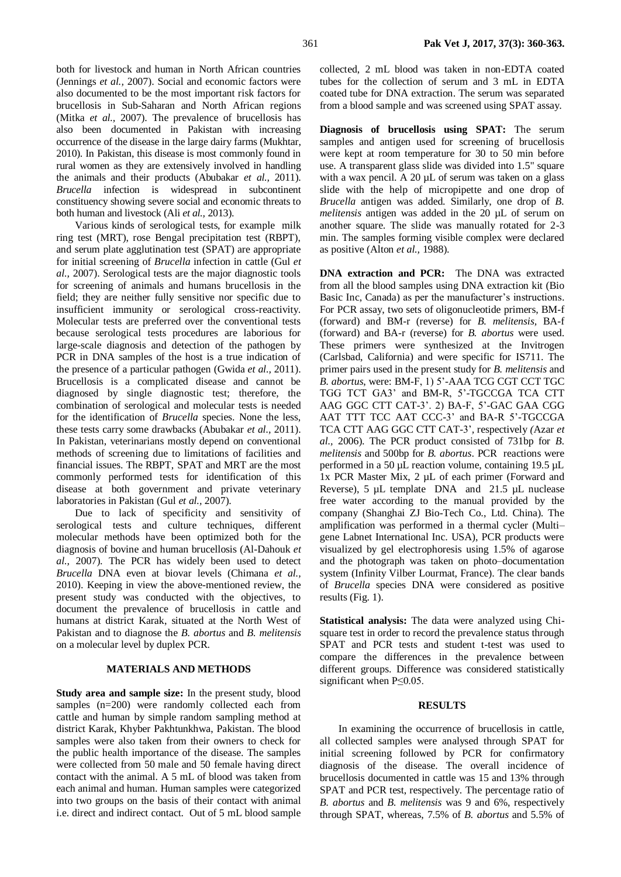both for livestock and human in North African countries (Jennings *et al.,* 2007). Social and economic factors were also documented to be the most important risk factors for brucellosis in Sub-Saharan and North African regions (Mitka *et al.,* 2007). The prevalence of brucellosis has also been documented in Pakistan with increasing occurrence of the disease in the large dairy farms (Mukhtar, 2010). In Pakistan, this disease is most commonly found in rural women as they are extensively involved in handling the animals and their products (Abubakar *et al.,* 2011). *Brucella* infection is widespread in subcontinent constituency showing severe social and economic threats to both human and livestock (Ali *et al.,* 2013).

Various kinds of serological tests, for example milk ring test (MRT), rose Bengal precipitation test (RBPT), and serum plate agglutination test (SPAT) are appropriate for initial screening of *Brucella* infection in cattle (Gul *et al.,* 2007). Serological tests are the major diagnostic tools for screening of animals and humans brucellosis in the field; they are neither fully sensitive nor specific due to insufficient immunity or serological cross-reactivity. Molecular tests are preferred over the conventional tests because serological tests procedures are laborious for large-scale diagnosis and detection of the pathogen by PCR in DNA samples of the host is a true indication of the presence of a particular pathogen (Gwida *et al.,* 2011). Brucellosis is a complicated disease and cannot be diagnosed by single diagnostic test; therefore, the combination of serological and molecular tests is needed for the identification of *Brucella* species. None the less, these tests carry some drawbacks (Abubakar *et al.,* 2011). In Pakistan, veterinarians mostly depend on conventional methods of screening due to limitations of facilities and financial issues. The RBPT, SPAT and MRT are the most commonly performed tests for identification of this disease at both government and private veterinary laboratories in Pakistan (Gul *et al.,* 2007).

Due to lack of specificity and sensitivity of serological tests and culture techniques, different molecular methods have been optimized both for the diagnosis of bovine and human brucellosis (Al-Dahouk *et al.,* 2007). The PCR has widely been used to detect *Brucella* DNA even at biovar levels (Chimana *et al.,* 2010). Keeping in view the above-mentioned review, the present study was conducted with the objectives, to document the prevalence of brucellosis in cattle and humans at district Karak, situated at the North West of Pakistan and to diagnose the *B. abortus* and *B. melitensis* on a molecular level by duplex PCR.

## MATERIALS AND METHODS

**Study area and sample size:** In the present study, blood samples (n=200) were randomly collected each from cattle and human by simple random sampling method at district Karak, Khyber Pakhtunkhwa, Pakistan. The blood samples were also taken from their owners to check for the public health importance of the disease. The samples were collected from 50 male and 50 female having direct contact with the animal. A 5 mL of blood was taken from each animal and human. Human samples were categorized into two groups on the basis of their contact with animal i.e. direct and indirect contact. Out of 5 mL blood sample collected, 2 mL blood was taken in non-EDTA coated tubes for the collection of serum and 3 mL in EDTA coated tube for DNA extraction. The serum was separated from a blood sample and was screened using SPAT assay.

**Diagnosis of brucellosis using SPAT:** The serum samples and antigen used for screening of brucellosis were kept at room temperature for 30 to 50 min before use. A transparent glass slide was divided into 1.5" square with a wax pencil. A 20 µL of serum was taken on a glass slide with the help of micropipette and one drop of *Brucella* antigen was added. Similarly, one drop of *B. melitensis* antigen was added in the 20 µL of serum on another square. The slide was manually rotated for 2-3 min. The samples forming visible complex were declared as positive (Alton *et al.,* 1988).

**DNA extraction and PCR:** The DNA was extracted from all the blood samples using DNA extraction kit (Bio Basic Inc, Canada) as per the manufacturer's instructions. For PCR assay, two sets of oligonucleotide primers, BM-f (forward) and BM-r (reverse) for *B. melitensis*, BA-f (forward) and BA-r (reverse) for *B. abortus* were used. These primers were synthesized at the Invitrogen (Carlsbad, California) and were specific for IS711. The primer pairs used in the present study for *B. melitensis* and *B. abortus*, were: BM-F, 1) 5'-AAA TCG CGT CCT TGC TGG TCT GA3' and BM-R, 5'-TGCCGA TCA CTT AAG GGC CTT CAT-3'. 2) BA-F, 5'-GAC GAA CGG AAT TTT TCC AAT CCC-3' and BA-R 5'-TGCCGA TCA CTT AAG GGC CTT CAT-3', respectively (Azar *et al.,* 2006). The PCR product consisted of 731bp for *B. melitensis* and 500bp for *B. abortus*. PCR reactions were performed in a 50 µL reaction volume, containing 19.5 µL 1x PCR Master Mix, 2 µL of each primer (Forward and Reverse), 5 µL template DNA and 21.5 µL nuclease free water according to the manual provided by the company (Shanghai ZJ Bio-Tech Co., Ltd. China). The amplification was performed in a thermal cycler (Multi–gene Labnet International Inc. USA), PCR products were visualized by gel electrophoresis using 1.5% of agarose and the photograph was taken on photo–documentation system (Infinity Vilber Lourmat, France). The clear bands of *Brucella* species DNA were considered as positive results (Fig. 1).

**Statistical analysis:** The data were analyzed using Chi-square test in order to record the prevalence status through SPAT and PCR tests and student t-test was used to compare the differences in the prevalence between different groups. Difference was considered statistically significant when $P \leq 0.05$.

## RESULTS

In examining the occurrence of brucellosis in cattle, all collected samples were analysed through SPAT for initial screening followed by PCR for confirmatory diagnosis of the disease. The overall incidence of brucellosis documented in cattle was 15 and 13% through SPAT and PCR test, respectively. The percentage ratio of *B. abortus* and *B. melitensis* was 9 and 6%, respectively through SPAT, whereas, 7.5% of *B. abortus* and 5.5% of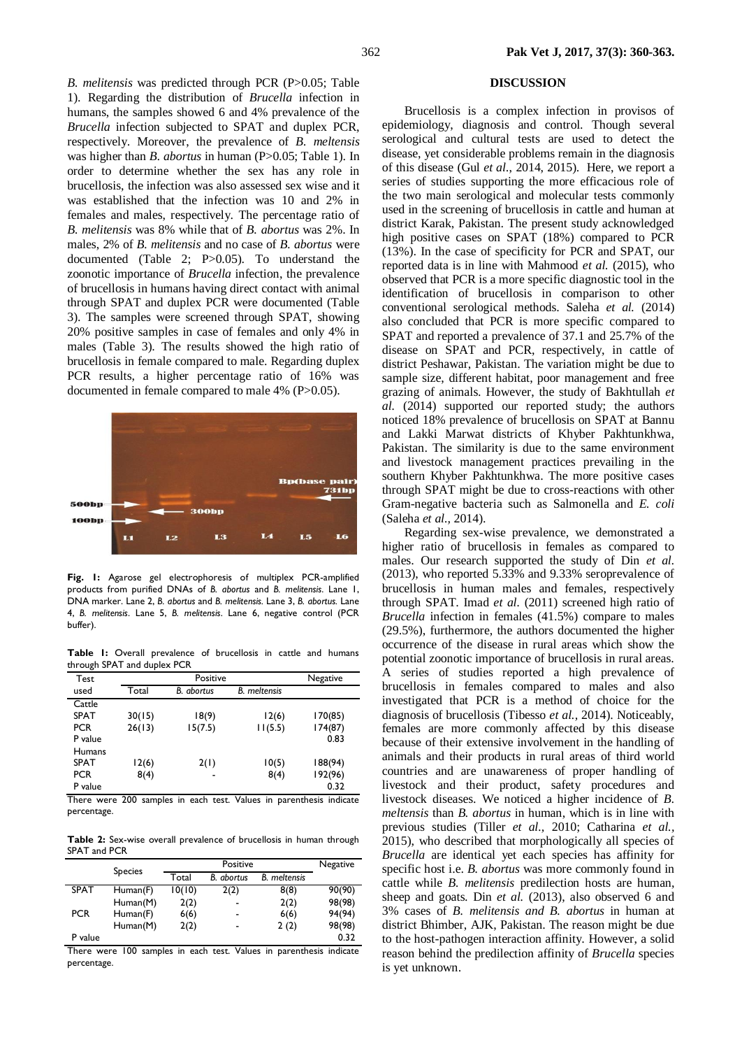*B. melitensis* was predicted through PCR (P>0.05; Table 1). Regarding the distribution of *Brucella* infection in humans, the samples showed 6 and 4% prevalence of the *Brucella* infection subjected to SPAT and duplex PCR, respectively. Moreover, the prevalence of *B. meltensis* was higher than *B. abortus* in human (P>0.05; Table 1). In order to determine whether the sex has any role in brucellosis, the infection was also assessed sex wise and it was established that the infection was 10 and 2% in females and males, respectively. The percentage ratio of *B. melitensis* was 8% while that of *B. abortus* was 2%. In males, 2% of *B. melitensis* and no case of *B. abortus* were documented (Table 2; P>0.05). To understand the zoonotic importance of *Brucella* infection, the prevalence of brucellosis in humans having direct contact with animal through SPAT and duplex PCR were documented (Table 3). The samples were screened through SPAT, showing 20% positive samples in case of females and only 4% in males (Table 3). The results showed the high ratio of brucellosis in female compared to male. Regarding duplex PCR results, a higher percentage ratio of 16% was documented in female compared to male 4% (P>0.05).

**Fig. 1:** Agarose gel electrophoresis of multiplex PCR-amplified products from purified DNAs of *B. abortus* and *B. melitensis*. Lane 1, DNA marker. Lane 2, *B. abortus* and *B. melitensis*. Lane 3, *B. abortus*. Lane 4, *B. melitensis*. Lane 5, *B. melitensis*. Lane 6, negative control (PCR buffer).

**Table 1:** Overall prevalence of brucellosis in cattle and humans through SPAT and duplex PCR

| Test used | Positive | | | Negative |
|---|---|---|---|---|
| | Total | *B. abortus* | *B. meltensis* | |
| Cattle | | | | |
| SPAT | 30(15) | 18(9) | 12(6) | 170(85) |
| PCR | 26(13) | 15(7.5) | 11(5.5) | 174(87) |
| P value | | | | 0.83 |
| Humans | | | | |
| SPAT | 12(6) | 2(1) | 10(5) | 188(94) |
| PCR | 8(4) | - | 8(4) | 192(96) |
| P value | | | | 0.32 |

There were 200 samples in each test. Values in parenthesis indicate percentage.

**Table 2:** Sex-wise overall prevalence of brucellosis in human through SPAT and PCR

| | Species | Positive | | | Negative |
|---|---|---|---|---|---|
| | | Total | *B. abortus* | *B. meltensis* | |
| SPAT | Human(F) | 10(10) | 2(2) | 8(8) | 90(90) |
| | Human(M) | 2(2) | - | 2(2) | 98(98) |
| PCR | Human(F) | 6(6) | - | 6(6) | 94(94) |
| | Human(M) | 2(2) | - | 2 (2) | 98(98) |
| P value | | | | | 0.32 |

There were 100 samples in each test. Values in parenthesis indicate percentage.

## DISCUSSION

Brucellosis is a complex infection in provisos of epidemiology, diagnosis and control. Though several serological and cultural tests are used to detect the disease, yet considerable problems remain in the diagnosis of this disease (Gul *et al.*, 2014, 2015). Here, we report a series of studies supporting the more efficacious role of the two main serological and molecular tests commonly used in the screening of brucellosis in cattle and human at district Karak, Pakistan. The present study acknowledged high positive cases on SPAT (18%) compared to PCR (13%). In the case of specificity for PCR and SPAT, our reported data is in line with Mahmood *et al.* (2015), who observed that PCR is a more specific diagnostic tool in the identification of brucellosis in comparison to other conventional serological methods. Saleha *et al.* (2014) also concluded that PCR is more specific compared to SPAT and reported a prevalence of 37.1 and 25.7% of the disease on SPAT and PCR, respectively, in cattle of district Peshawar, Pakistan. The variation might be due to sample size, different habitat, poor management and free grazing of animals. However, the study of Bakhtullah *et al.* (2014) supported our reported study; the authors noticed 18% prevalence of brucellosis on SPAT at Bannu and Lakki Marwat districts of Khyber Pakhtunkhwa, Pakistan. The similarity is due to the same environment and livestock management practices prevailing in the southern Khyber Pakhtunkhwa. The more positive cases through SPAT might be due to cross-reactions with other Gram-negative bacteria such as Salmonella and *E. coli* (Saleha *et al.*, 2014).

Regarding sex-wise prevalence, we demonstrated a higher ratio of brucellosis in females as compared to males. Our research supported the study of Din *et al.* (2013), who reported 5.33% and 9.33% seroprevalence of brucellosis in human males and females, respectively through SPAT. Imad *et al.* (2011) screened high ratio of *Brucella* infection in females (41.5%) compare to males (29.5%), furthermore, the authors documented the higher occurrence of the disease in rural areas which show the potential zoonotic importance of brucellosis in rural areas. A series of studies reported a high prevalence of brucellosis in females compared to males and also investigated that PCR is a method of choice for the diagnosis of brucellosis (Tibesso *et al.*, 2014). Noticeably, females are more commonly affected by this disease because of their extensive involvement in the handling of animals and their products in rural areas of third world countries and are unawareness of proper handling of livestock and their product, safety procedures and livestock diseases. We noticed a higher incidence of *B. meltensis* than *B. abortus* in human, which is in line with previous studies (Tiller *et al.*, 2010; Catharina *et al.*, 2015), who described that morphologically all species of *Brucella* are identical yet each species has affinity for specific host i.e. *B. abortus* was more commonly found in cattle while *B. melitensis* predilection hosts are human, sheep and goats. Din *et al.* (2013), also observed 6 and 3% cases of *B. melitensis and B. abortus* in human at district Bhimber, AJK, Pakistan. The reason might be due to the host-pathogen interaction affinity. However, a solid reason behind the predilection affinity of *Brucella* species is yet unknown.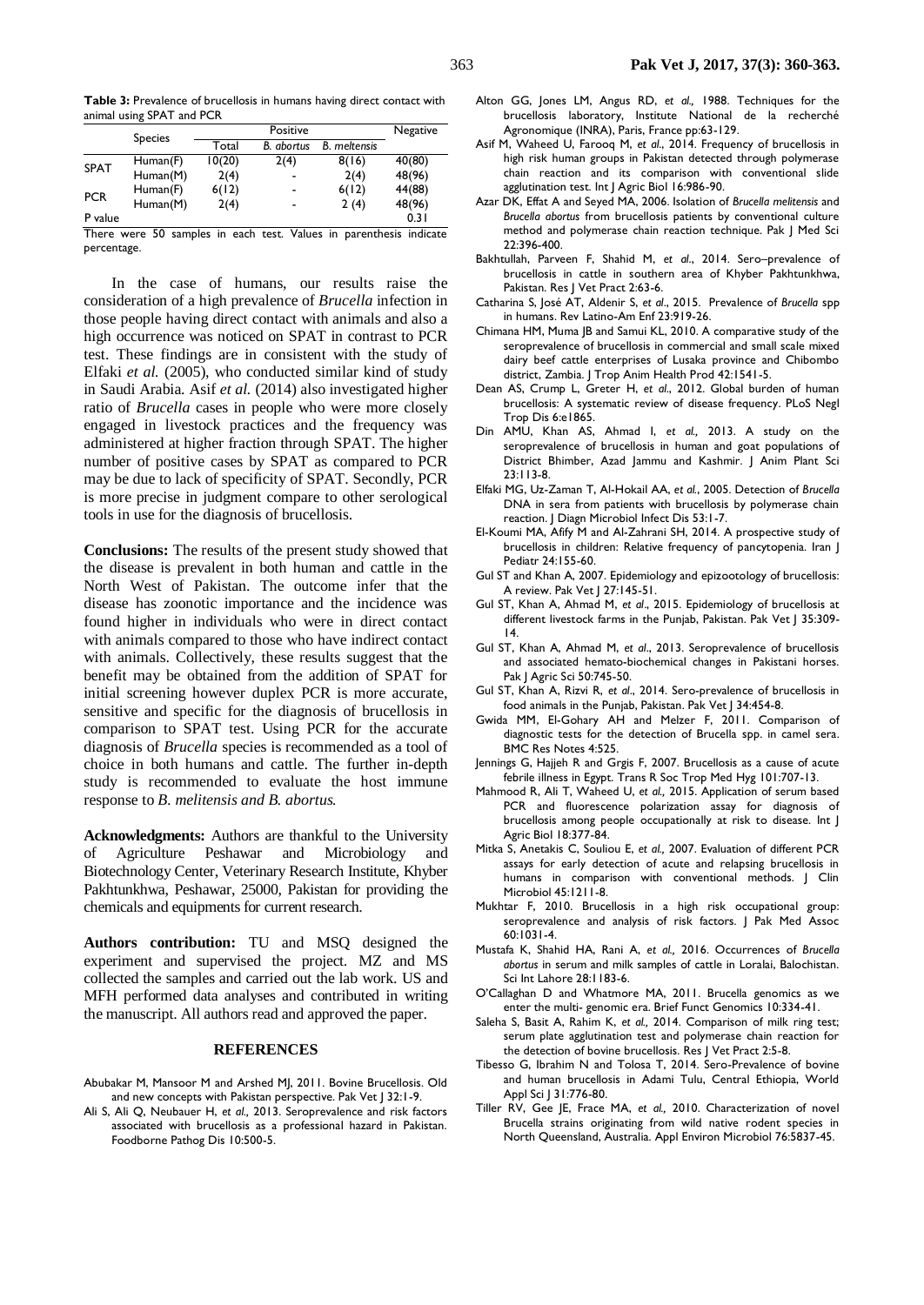**Table 3:** Prevalence of brucellosis in humans having direct contact with animal using SPAT and PCR

| | Species | Positive | | | Negative |
|---|---|---|---|---|---|
| | | Total | *B. abortus* | *B. meltensis* | |
| SPAT | Human(F) | 10(20) | 2(4) | 8(16) | 40(80) |
| | Human(M) | 2(4) | - | 2(4) | 48(96) |
| PCR | Human(F) | 6(12) | - | 6(12) | 44(88) |
| | Human(M) | 2(4) | - | 2 (4) | 48(96) |
| P value | | | | | 0.31 |

There were 50 samples in each test. Values in parenthesis indicate percentage.

In the case of humans, our results raise the consideration of a high prevalence of *Brucella* infection in those people having direct contact with animals and also a high occurrence was noticed on SPAT in contrast to PCR test. These findings are in consistent with the study of Elfaki *et al.* (2005), who conducted similar kind of study in Saudi Arabia. Asif *et al.* (2014) also investigated higher ratio of *Brucella* cases in people who were more closely engaged in livestock practices and the frequency was administered at higher fraction through SPAT. The higher number of positive cases by SPAT as compared to PCR may be due to lack of specificity of SPAT. Secondly, PCR is more precise in judgment compare to other serological tools in use for the diagnosis of brucellosis.

**Conclusions:** The results of the present study showed that the disease is prevalent in both human and cattle in the North West of Pakistan. The outcome infer that the disease has zoonotic importance and the incidence was found higher in individuals who were in direct contact with animals compared to those who have indirect contact with animals. Collectively, these results suggest that the benefit may be obtained from the addition of SPAT for initial screening however duplex PCR is more accurate, sensitive and specific for the diagnosis of brucellosis in comparison to SPAT test. Using PCR for the accurate diagnosis of *Brucella* species is recommended as a tool of choice in both humans and cattle. The further in-depth study is recommended to evaluate the host immune response to *B. melitensis and B. abortus.*

**Acknowledgments:** Authors are thankful to the University of Agriculture Peshawar and Microbiology and Biotechnology Center, Veterinary Research Institute, Khyber Pakhtunkhwa, Peshawar, 25000, Pakistan for providing the chemicals and equipments for current research.

**Authors contribution:** TU and MSQ designed the experiment and supervised the project. MZ and MS collected the samples and carried out the lab work. US and MFH performed data analyses and contributed in writing the manuscript. All authors read and approved the paper.

## REFERENCES

Abubakar M, Mansoor M and Arshed MJ, 2011. Bovine Brucellosis. Old and new concepts with Pakistan perspective. Pak Vet J 32:1-9.

Ali S, Ali Q, Neubauer H, *et al.,* 2013. Seroprevalence and risk factors associated with brucellosis as a professional hazard in Pakistan. Foodborne Pathog Dis 10:500-5.

Alton GG, Jones LM, Angus RD, *et al.,* 1988. Techniques for the brucellosis laboratory, Institute National de la recherché Agronomique (INRA), Paris, France pp:63-129.

Asif M, Waheed U, Farooq M, *et al.*, 2014. Frequency of brucellosis in high risk human groups in Pakistan detected through polymerase chain reaction and its comparison with conventional slide agglutination test. Int J Agric Biol 16:986-90.

Azar DK, Effat A and Seyed MA, 2006. Isolation of *Brucella melitensis* and *Brucella abortus* from brucellosis patients by conventional culture method and polymerase chain reaction technique. Pak J Med Sci 22:396-400.

Bakhtullah, Parveen F, Shahid M, *et al*., 2014. Sero–prevalence of brucellosis in cattle in southern area of Khyber Pakhtunkhwa, Pakistan. Res J Vet Pract 2:63-6.

Catharina S, José AT, Aldenir S, *et al*., 2015. Prevalence of *Brucella* spp in humans. Rev Latino-Am Enf 23:919-26.

Chimana HM, Muma JB and Samui KL, 2010. A comparative study of the seroprevalence of brucellosis in commercial and small scale mixed dairy beef cattle enterprises of Lusaka province and Chibombo district, Zambia. J Trop Anim Health Prod 42:1541-5.

Dean AS, Crump L, Greter H, *et al*., 2012. Global burden of human brucellosis: A systematic review of disease frequency. PLoS Negl Trop Dis 6:e1865.

Din AMU, Khan AS, Ahmad I, *et al.,* 2013. A study on the seroprevalence of brucellosis in human and goat populations of District Bhimber, Azad Jammu and Kashmir. J Anim Plant Sci 23:113-8.

Elfaki MG, Uz-Zaman T, Al-Hokail AA, *et al.*, 2005. Detection of *Brucella* DNA in sera from patients with brucellosis by polymerase chain reaction. J Diagn Microbiol Infect Dis 53:1-7.

El-Koumi MA, Afify M and Al-Zahrani SH, 2014. A prospective study of brucellosis in children: Relative frequency of pancytopenia. Iran J Pediatr 24:155-60.

Gul ST and Khan A, 2007. Epidemiology and epizootology of brucellosis: A review. Pak Vet J 27:145-51.

Gul ST, Khan A, Ahmad M, *et al*., 2015. Epidemiology of brucellosis at different livestock farms in the Punjab, Pakistan. Pak Vet J 35:309-14.

Gul ST, Khan A, Ahmad M, *et al*., 2013. Seroprevalence of brucellosis and associated hemato-biochemical changes in Pakistani horses. Pak J Agric Sci 50:745-50.

Gul ST, Khan A, Rizvi R, *et al*., 2014. Sero-prevalence of brucellosis in food animals in the Punjab, Pakistan. Pak Vet J 34:454-8.

Gwida MM, El-Gohary AH and Melzer F, 2011. Comparison of diagnostic tests for the detection of Brucella spp. in camel sera. BMC Res Notes 4:525.

Jennings G, Hajjeh R and Grgis F, 2007. Brucellosis as a cause of acute febrile illness in Egypt. Trans R Soc Trop Med Hyg 101:707-13.

Mahmood R, Ali T, Waheed U, *et al.,* 2015. Application of serum based PCR and fluorescence polarization assay for diagnosis of brucellosis among people occupationally at risk to disease. Int J Agric Biol 18:377-84.

Mitka S, Anetakis C, Souliou E, *et al.,* 2007. Evaluation of different PCR assays for early detection of acute and relapsing brucellosis in humans in comparison with conventional methods. J Clin Microbiol 45:1211-8.

Mukhtar F, 2010. Brucellosis in a high risk occupational group: seroprevalence and analysis of risk factors. J Pak Med Assoc 60:1031-4.

Mustafa K, Shahid HA, Rani A, *et al.,* 2016. Occurrences of *Brucella abortus* in serum and milk samples of cattle in Loralai, Balochistan. Sci Int Lahore 28:1183-6.

O'Callaghan D and Whatmore MA, 2011. Brucella genomics as we enter the multi- genomic era. Brief Funct Genomics 10:334-41.

Saleha S, Basit A, Rahim K, *et al.,* 2014. Comparison of milk ring test; serum plate agglutination test and polymerase chain reaction for the detection of bovine brucellosis. Res J Vet Pract 2:5-8.

Tibesso G, Ibrahim N and Tolosa T, 2014. Sero-Prevalence of bovine and human brucellosis in Adami Tulu, Central Ethiopia, World Appl Sci J 31:776-80.

Tiller RV, Gee JE, Frace MA, *et al.,* 2010. Characterization of novel Brucella strains originating from wild native rodent species in North Queensland, Australia. Appl Environ Microbiol 76:5837-45.